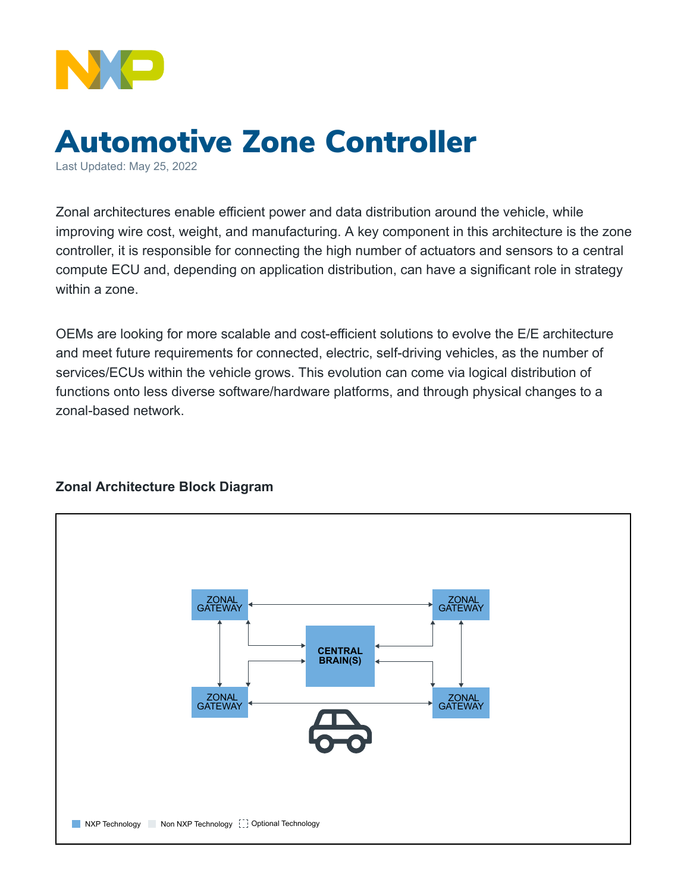# Automotive Zone Controller

Last Updated: May 25, 2022

Zonal architectures enable efficient power and data distribution around the vehicle, while improving wire cost, weight, and manufacturing. A key component in this architecture is the zone controller, it is responsible for connecting the high number of actuators and sensors to a central compute ECU and, depending on application distribution, can have a significant role in strategy within a zone.

OEMs are looking for more scalable and cost-efficient solutions to evolve the E/E architecture and meet future requirements for connected, electric, self-driving vehicles, as the number of services/ECUs within the vehicle grows. This evolution can come via logical distribution of functions onto less diverse software/hardware platforms, and through physical changes to a zonal-based network.

### Zonal Architecture Block Diagram

ZONAL GATEWAY

ZONAL GATEWAY

CENTRAL BRAIN(S)

ZONAL GATEWAY

ZONAL GATEWAY

NXP Technology   Non NXP Technology   Optional Technology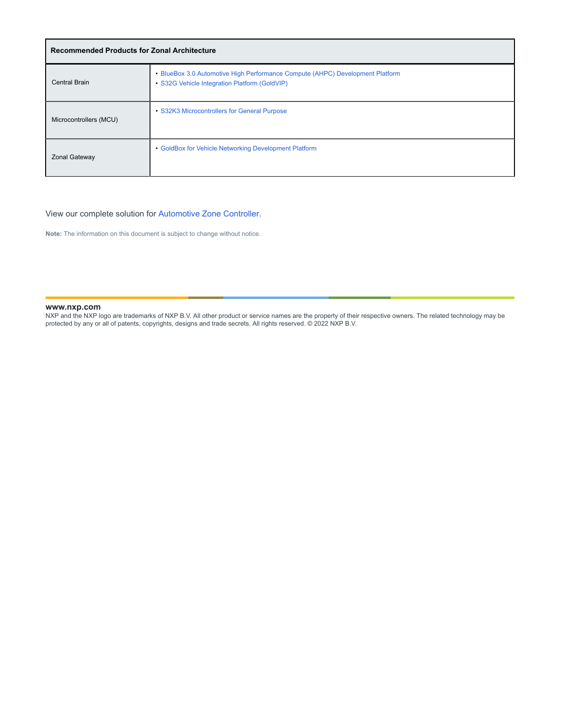| Recommended Products for Zonal Architecture | |
|---|---|
| Central Brain | • BlueBox 3.0 Automotive High Performance Compute (AHPC) Development Platform<br>• S32G Vehicle Integration Platform (GoldVIP) |
| Microcontrollers (MCU) | • S32K3 Microcontrollers for General Purpose |
| Zonal Gateway | • GoldBox for Vehicle Networking Development Platform |

View our complete solution for Automotive Zone Controller.

**Note:** The information on this document is subject to change without notice.

**www.nxp.com**

NXP and the NXP logo are trademarks of NXP B.V. All other product or service names are the property of their respective owners. The related technology may be protected by any or all of patents, copyrights, designs and trade secrets. All rights reserved. © 2022 NXP B.V.